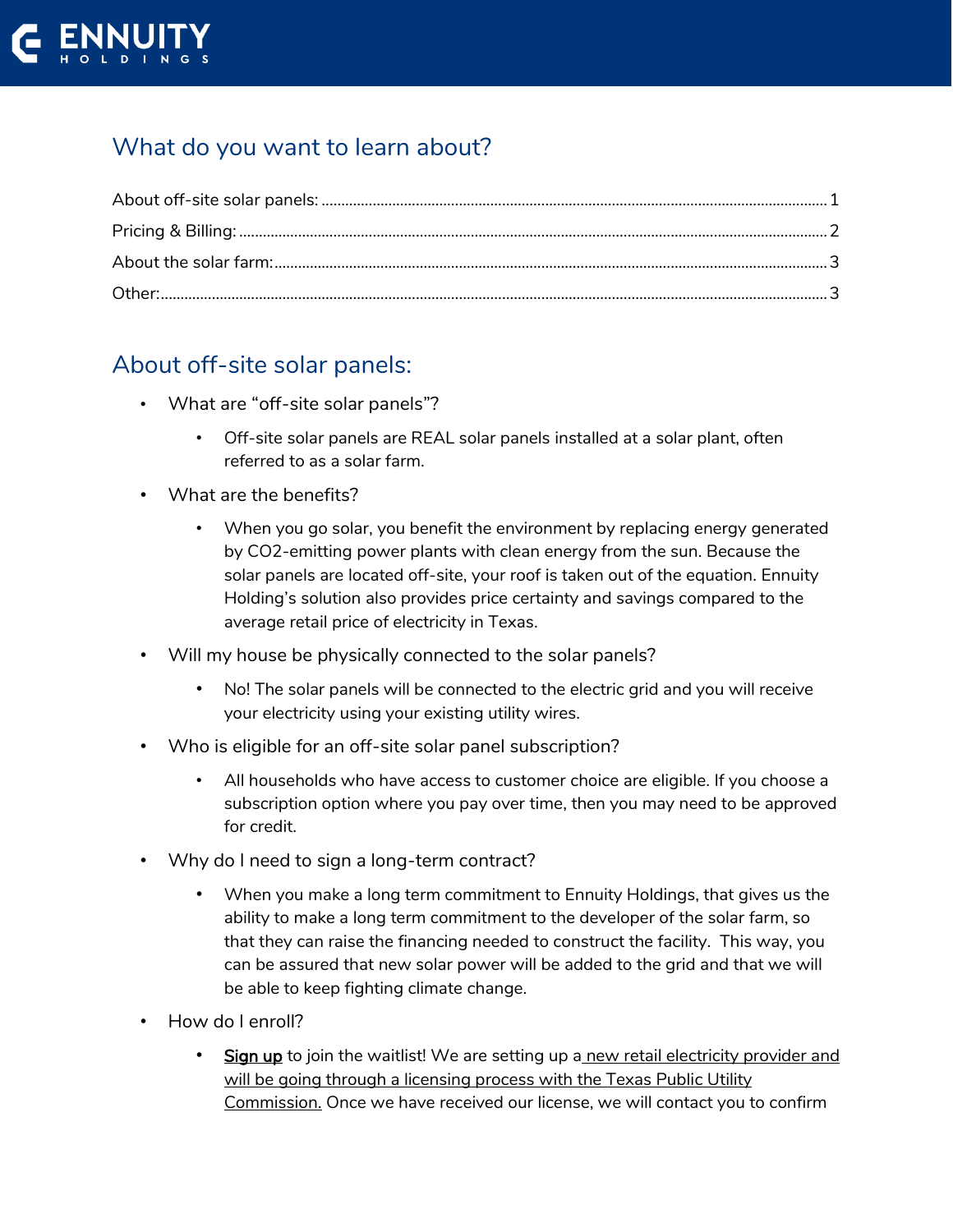ENNUITY HOLDINGS

## What do you want to learn about?

About off-site solar panels: ............................................................................................................... 1

Pricing & Billing: ............................................................................................................................ 2

About the solar farm: ........................................................................................................................ 3

Other: ................................................................................................................................................ 3

## About off-site solar panels:

- What are “off-site solar panels”?
  - Off-site solar panels are REAL solar panels installed at a solar plant, often referred to as a solar farm.
- What are the benefits?
  - When you go solar, you benefit the environment by replacing energy generated by CO2-emitting power plants with clean energy from the sun. Because the solar panels are located off-site, your roof is taken out of the equation. Ennuity Holding’s solution also provides price certainty and savings compared to the average retail price of electricity in Texas.
- Will my house be physically connected to the solar panels?
  - No! The solar panels will be connected to the electric grid and you will receive your electricity using your existing utility wires.
- Who is eligible for an off-site solar panel subscription?
  - All households who have access to customer choice are eligible. If you choose a subscription option where you pay over time, then you may need to be approved for credit.
- Why do I need to sign a long-term contract?
  - When you make a long term commitment to Ennuity Holdings, that gives us the ability to make a long term commitment to the developer of the solar farm, so that they can raise the financing needed to construct the facility. This way, you can be assured that new solar power will be added to the grid and that we will be able to keep fighting climate change.
- How do I enroll?
  - Sign up to join the waitlist! We are setting up a new retail electricity provider and will be going through a licensing process with the Texas Public Utility Commission. Once we have received our license, we will contact you to confirm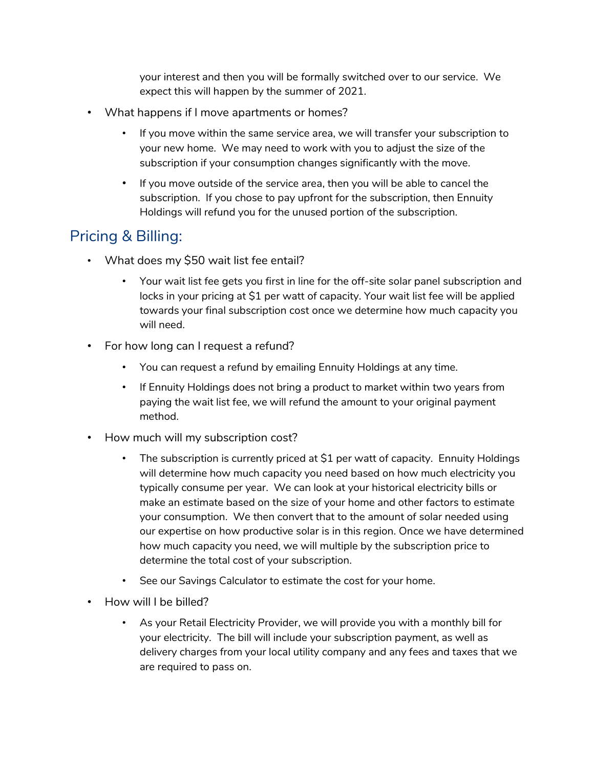your interest and then you will be formally switched over to our service. We expect this will happen by the summer of 2021.

- What happens if I move apartments or homes?
  - If you move within the same service area, we will transfer your subscription to your new home. We may need to work with you to adjust the size of the subscription if your consumption changes significantly with the move.
  - If you move outside of the service area, then you will be able to cancel the subscription. If you chose to pay upfront for the subscription, then Ennuity Holdings will refund you for the unused portion of the subscription.

## Pricing & Billing:

- What does my $50 wait list fee entail?
  - Your wait list fee gets you first in line for the off-site solar panel subscription and locks in your pricing at $1 per watt of capacity. Your wait list fee will be applied towards your final subscription cost once we determine how much capacity you will need.
- For how long can I request a refund?
  - You can request a refund by emailing Ennuity Holdings at any time.
  - If Ennuity Holdings does not bring a product to market within two years from paying the wait list fee, we will refund the amount to your original payment method.
- How much will my subscription cost?
  - The subscription is currently priced at $1 per watt of capacity. Ennuity Holdings will determine how much capacity you need based on how much electricity you typically consume per year. We can look at your historical electricity bills or make an estimate based on the size of your home and other factors to estimate your consumption. We then convert that to the amount of solar needed using our expertise on how productive solar is in this region. Once we have determined how much capacity you need, we will multiple by the subscription price to determine the total cost of your subscription.
  - See our Savings Calculator to estimate the cost for your home.
- How will I be billed?
  - As your Retail Electricity Provider, we will provide you with a monthly bill for your electricity. The bill will include your subscription payment, as well as delivery charges from your local utility company and any fees and taxes that we are required to pass on.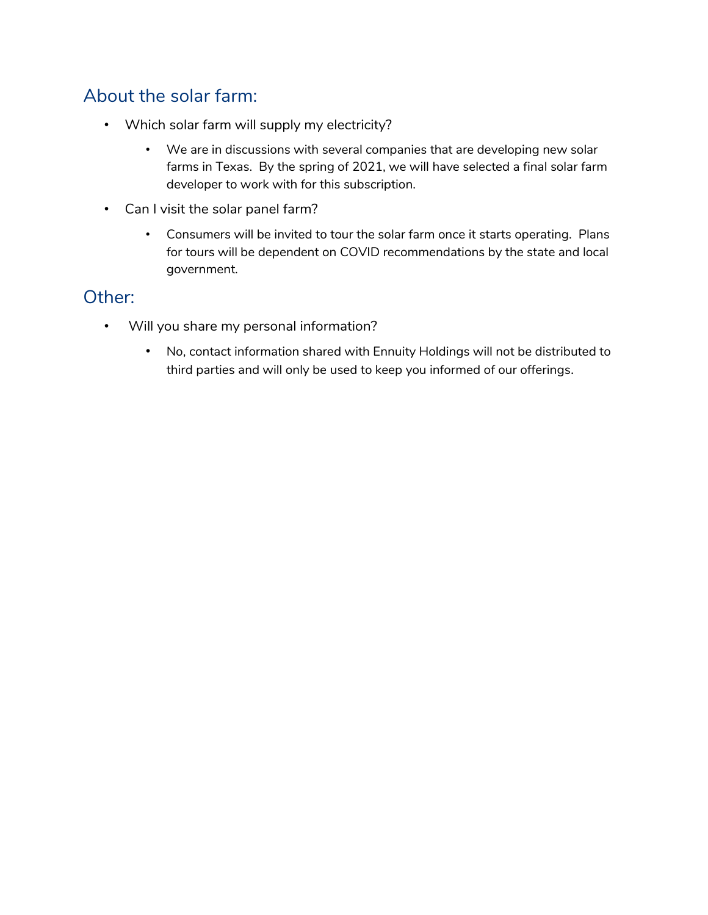## About the solar farm:

- Which solar farm will supply my electricity?
  - We are in discussions with several companies that are developing new solar farms in Texas. By the spring of 2021, we will have selected a final solar farm developer to work with for this subscription.
- Can I visit the solar panel farm?
  - Consumers will be invited to tour the solar farm once it starts operating. Plans for tours will be dependent on COVID recommendations by the state and local government.

## Other:

- Will you share my personal information?
  - No, contact information shared with Ennuity Holdings will not be distributed to third parties and will only be used to keep you informed of our offerings.